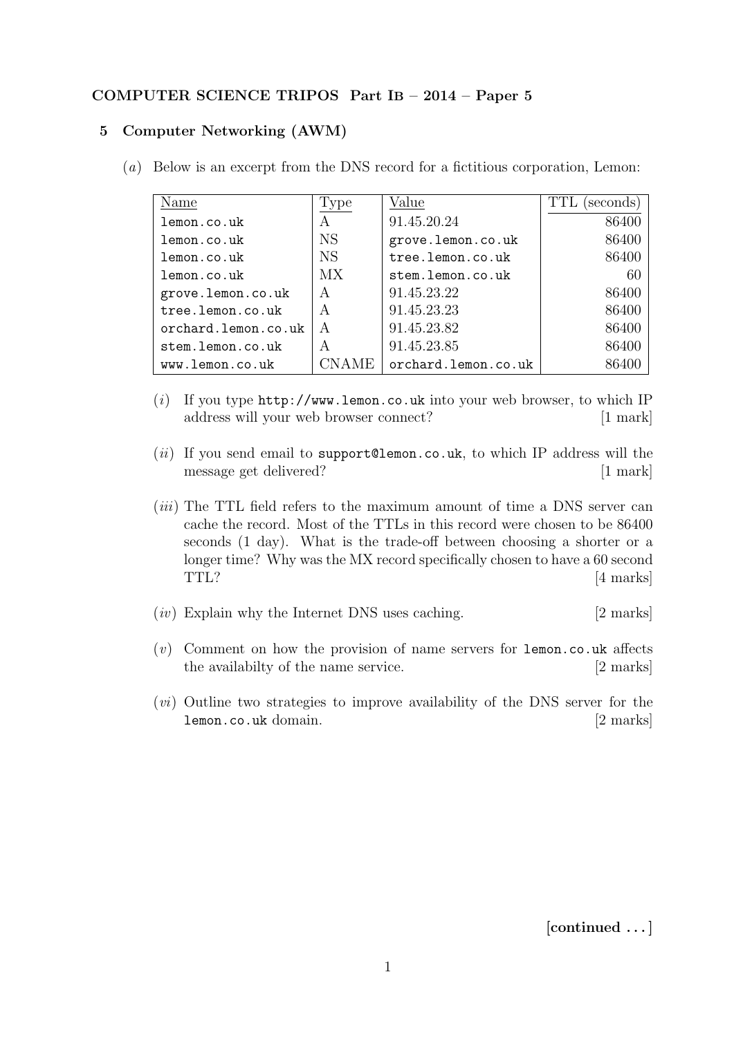**COMPUTER SCIENCE TRIPOS Part IB – 2014 – Paper 5**

**5 Computer Networking (AWM)**

(*a*) Below is an excerpt from the DNS record for a fictitious corporation, Lemon:

| Name | Type | Value | TTL (seconds) |
|---|---|---|---|
| lemon.co.uk | A | 91.45.20.24 | 86400 |
| lemon.co.uk | NS | grove.lemon.co.uk | 86400 |
| lemon.co.uk | NS | tree.lemon.co.uk | 86400 |
| lemon.co.uk | MX | stem.lemon.co.uk | 60 |
| grove.lemon.co.uk | A | 91.45.23.22 | 86400 |
| tree.lemon.co.uk | A | 91.45.23.23 | 86400 |
| orchard.lemon.co.uk | A | 91.45.23.82 | 86400 |
| stem.lemon.co.uk | A | 91.45.23.85 | 86400 |
| www.lemon.co.uk | CNAME | orchard.lemon.co.uk | 86400 |

(*i*) If you type `http://www.lemon.co.uk` into your web browser, to which IP address will your web browser connect? [1 mark]

(*ii*) If you send email to `support@lemon.co.uk`, to which IP address will the message get delivered? [1 mark]

(*iii*) The TTL field refers to the maximum amount of time a DNS server can cache the record. Most of the TTLs in this record were chosen to be 86400 seconds (1 day). What is the trade-off between choosing a shorter or a longer time? Why was the MX record specifically chosen to have a 60 second TTL? [4 marks]

(*iv*) Explain why the Internet DNS uses caching. [2 marks]

(*v*) Comment on how the provision of name servers for `lemon.co.uk` affects the availabilty of the name service. [2 marks]

(*vi*) Outline two strategies to improve availability of the DNS server for the `lemon.co.uk` domain. [2 marks]

**[continued . . . ]**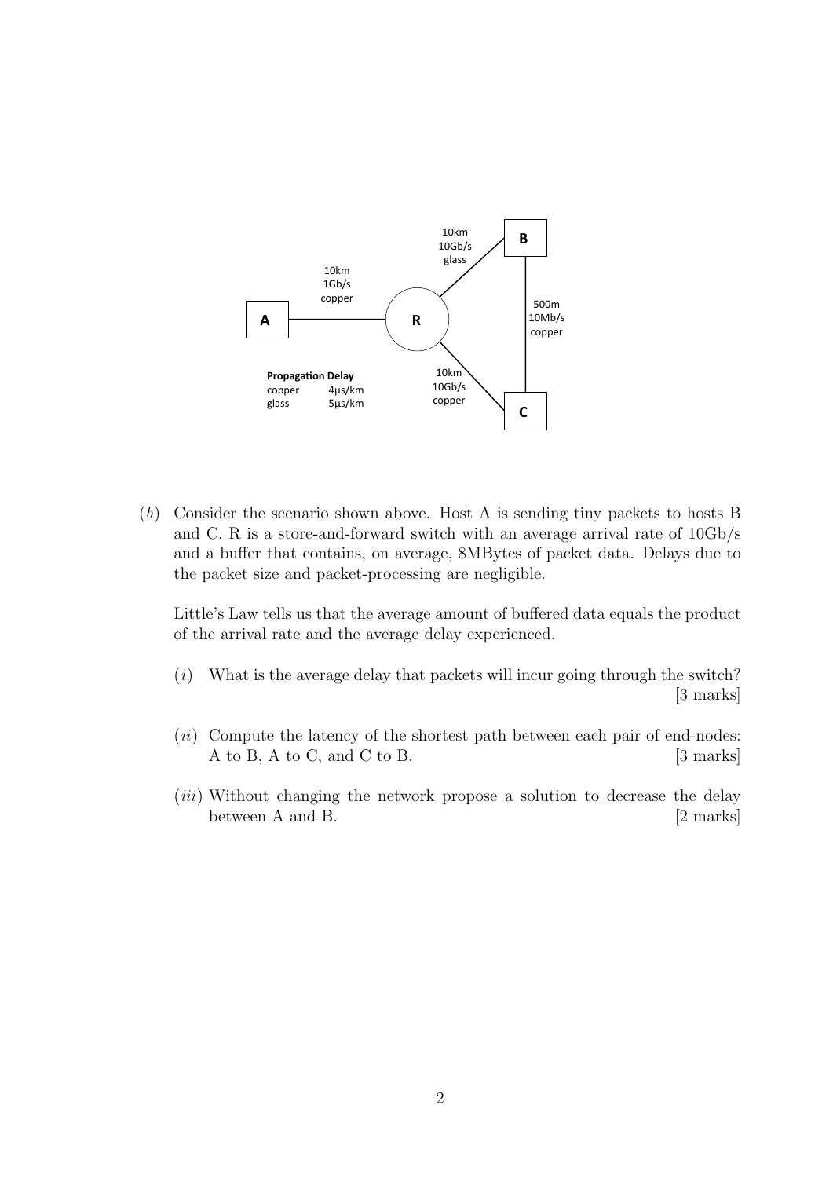10km
1Gb/s
copper

10km
10Gb/s
glass

500m
10Mb/s
copper

10km
10Gb/s
copper

A

R

B

C

**Propagation Delay**
copper 4µs/km
glass 5µs/km

(*b*) Consider the scenario shown above. Host A is sending tiny packets to hosts B and C. R is a store-and-forward switch with an average arrival rate of 10Gb/s and a buffer that contains, on average, 8MBytes of packet data. Delays due to the packet size and packet-processing are negligible.

Little's Law tells us that the average amount of buffered data equals the product of the arrival rate and the average delay experienced.

(*i*) What is the average delay that packets will incur going through the switch? [3 marks]

(*ii*) Compute the latency of the shortest path between each pair of end-nodes: A to B, A to C, and C to B. [3 marks]

(*iii*) Without changing the network propose a solution to decrease the delay between A and B. [2 marks]